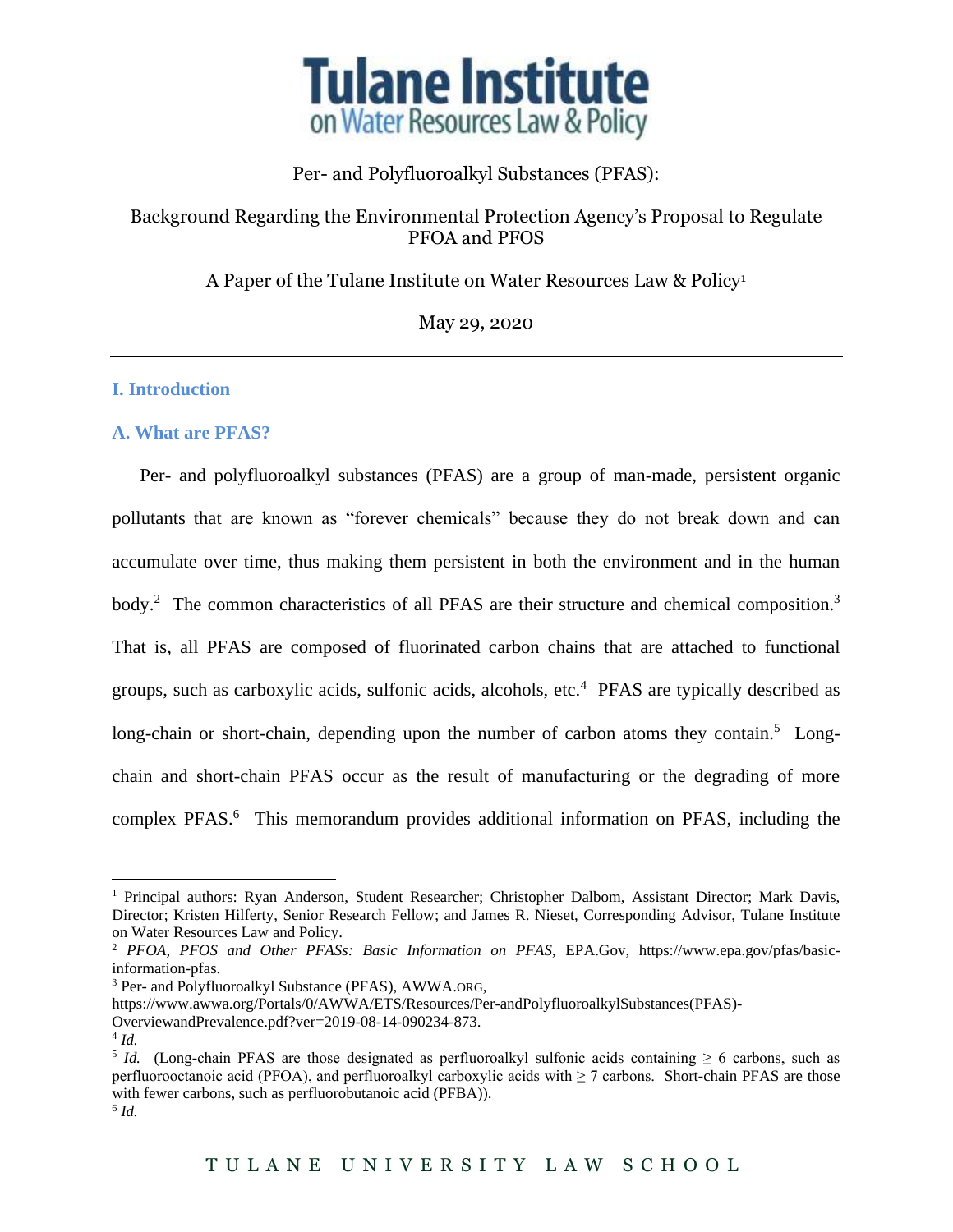# Tulane Institute on Water Resources Law & Policy

Per- and Polyfluoroalkyl Substances (PFAS):

Background Regarding the Environmental Protection Agency's Proposal to Regulate PFOA and PFOS

A Paper of the Tulane Institute on Water Resources Law & Policy[1]

May 29, 2020

---

## I. Introduction

### A. What are PFAS?

Per- and polyfluoroalkyl substances (PFAS) are a group of man-made, persistent organic pollutants that are known as "forever chemicals" because they do not break down and can accumulate over time, thus making them persistent in both the environment and in the human body.[2] The common characteristics of all PFAS are their structure and chemical composition.[3] That is, all PFAS are composed of fluorinated carbon chains that are attached to functional groups, such as carboxylic acids, sulfonic acids, alcohols, etc.[4] PFAS are typically described as long-chain or short-chain, depending upon the number of carbon atoms they contain.[5] Long-chain and short-chain PFAS occur as the result of manufacturing or the degrading of more complex PFAS.[6] This memorandum provides additional information on PFAS, including the

---

[1] Principal authors: Ryan Anderson, Student Researcher; Christopher Dalbom, Assistant Director; Mark Davis, Director; Kristen Hilferty, Senior Research Fellow; and James R. Nieset, Corresponding Advisor, Tulane Institute on Water Resources Law and Policy.

[2] *PFOA, PFOS and Other PFASs: Basic Information on PFAS*, EPA.Gov, https://www.epa.gov/pfas/basic-information-pfas.

[3] Per- and Polyfluoroalkyl Substance (PFAS), AWWA.ORG, https://www.awwa.org/Portals/0/AWWA/ETS/Resources/Per-andPolyfluoroalkylSubstances(PFAS)-OverviewandPrevalence.pdf?ver=2019-08-14-090234-873.

[4] *Id.*

[5] *Id.* (Long-chain PFAS are those designated as perfluoroalkyl sulfonic acids containing ≥ 6 carbons, such as perfluorooctanoic acid (PFOA), and perfluoroalkyl carboxylic acids with ≥ 7 carbons. Short-chain PFAS are those with fewer carbons, such as perfluorobutanoic acid (PFBA)).

[6] *Id.*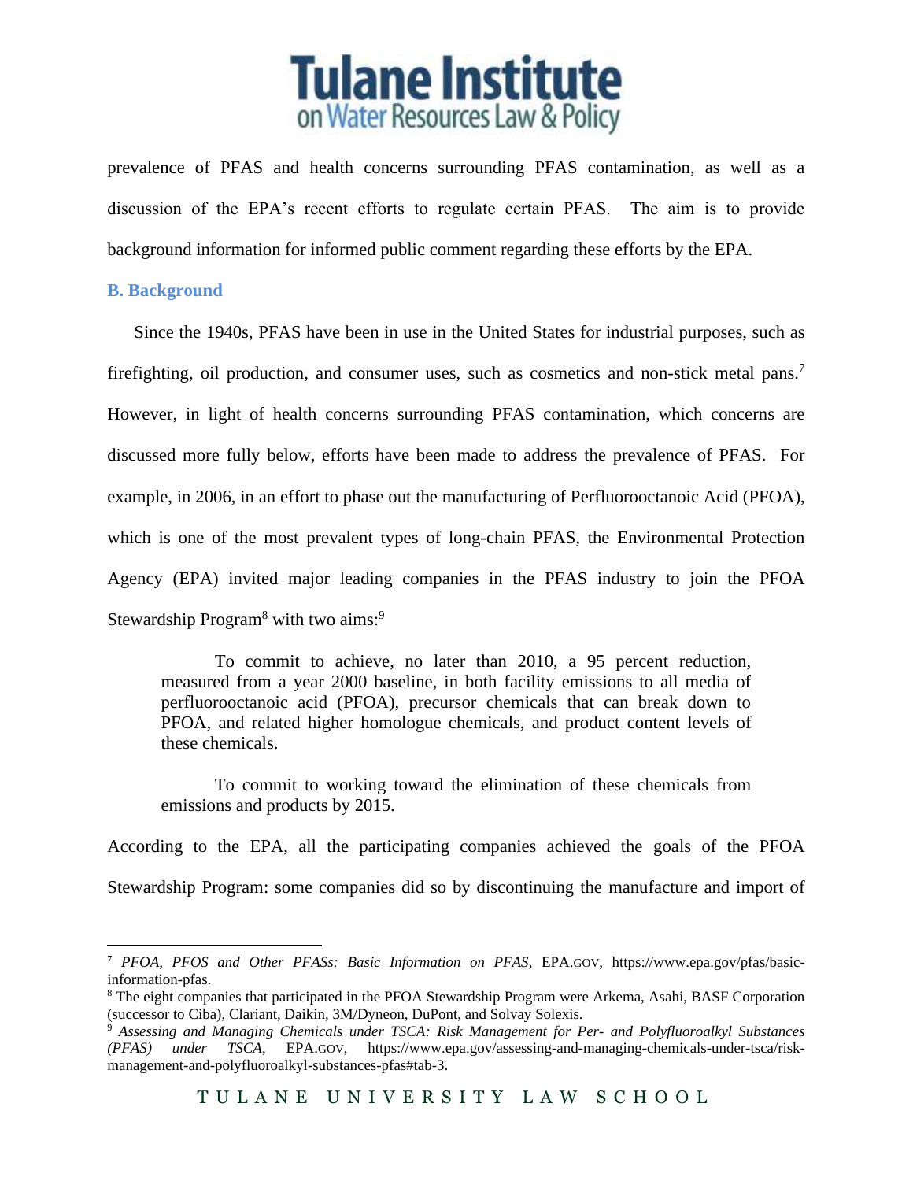prevalence of PFAS and health concerns surrounding PFAS contamination, as well as a discussion of the EPA's recent efforts to regulate certain PFAS. The aim is to provide background information for informed public comment regarding these efforts by the EPA.

## B. Background

Since the 1940s, PFAS have been in use in the United States for industrial purposes, such as firefighting, oil production, and consumer uses, such as cosmetics and non-stick metal pans.[7] However, in light of health concerns surrounding PFAS contamination, which concerns are discussed more fully below, efforts have been made to address the prevalence of PFAS. For example, in 2006, in an effort to phase out the manufacturing of Perfluorooctanoic Acid (PFOA), which is one of the most prevalent types of long-chain PFAS, the Environmental Protection Agency (EPA) invited major leading companies in the PFAS industry to join the PFOA Stewardship Program[8] with two aims:[9]

> To commit to achieve, no later than 2010, a 95 percent reduction, measured from a year 2000 baseline, in both facility emissions to all media of perfluorooctanoic acid (PFOA), precursor chemicals that can break down to PFOA, and related higher homologue chemicals, and product content levels of these chemicals.
>
> To commit to working toward the elimination of these chemicals from emissions and products by 2015.

According to the EPA, all the participating companies achieved the goals of the PFOA Stewardship Program: some companies did so by discontinuing the manufacture and import of

---

[7] *PFOA, PFOS and Other PFASs: Basic Information on PFAS*, EPA.GOV, https://www.epa.gov/pfas/basic-information-pfas.

[8] The eight companies that participated in the PFOA Stewardship Program were Arkema, Asahi, BASF Corporation (successor to Ciba), Clariant, Daikin, 3M/Dyneon, DuPont, and Solvay Solexis.

[9] *Assessing and Managing Chemicals under TSCA: Risk Management for Per- and Polyfluoroalkyl Substances (PFAS) under TSCA*, EPA.GOV, https://www.epa.gov/assessing-and-managing-chemicals-under-tsca/risk-management-and-polyfluoroalkyl-substances-pfas#tab-3.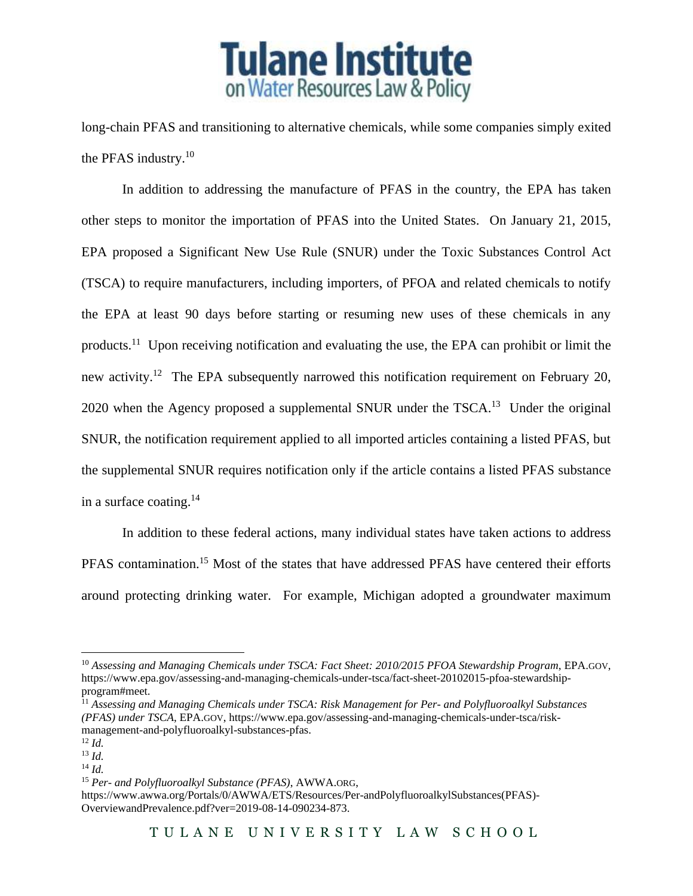long-chain PFAS and transitioning to alternative chemicals, while some companies simply exited the PFAS industry.[10]

In addition to addressing the manufacture of PFAS in the country, the EPA has taken other steps to monitor the importation of PFAS into the United States. On January 21, 2015, EPA proposed a Significant New Use Rule (SNUR) under the Toxic Substances Control Act (TSCA) to require manufacturers, including importers, of PFOA and related chemicals to notify the EPA at least 90 days before starting or resuming new uses of these chemicals in any products.[11] Upon receiving notification and evaluating the use, the EPA can prohibit or limit the new activity.[12] The EPA subsequently narrowed this notification requirement on February 20, 2020 when the Agency proposed a supplemental SNUR under the TSCA.[13] Under the original SNUR, the notification requirement applied to all imported articles containing a listed PFAS, but the supplemental SNUR requires notification only if the article contains a listed PFAS substance in a surface coating.[14]

In addition to these federal actions, many individual states have taken actions to address PFAS contamination.[15] Most of the states that have addressed PFAS have centered their efforts around protecting drinking water. For example, Michigan adopted a groundwater maximum

---

[10] *Assessing and Managing Chemicals under TSCA: Fact Sheet: 2010/2015 PFOA Stewardship Program*, EPA.GOV, https://www.epa.gov/assessing-and-managing-chemicals-under-tsca/fact-sheet-20102015-pfoa-stewardship-program#meet.

[11] *Assessing and Managing Chemicals under TSCA: Risk Management for Per- and Polyfluoroalkyl Substances (PFAS) under TSCA*, EPA.GOV, https://www.epa.gov/assessing-and-managing-chemicals-under-tsca/risk-management-and-polyfluoroalkyl-substances-pfas.

[12] *Id.*

[13] *Id.*

[14] *Id.*

[15] *Per- and Polyfluoroalkyl Substance (PFAS)*, AWWA.ORG, https://www.awwa.org/Portals/0/AWWA/ETS/Resources/Per-andPolyfluoroalkylSubstances(PFAS)-OverviewandPrevalence.pdf?ver=2019-08-14-090234-873.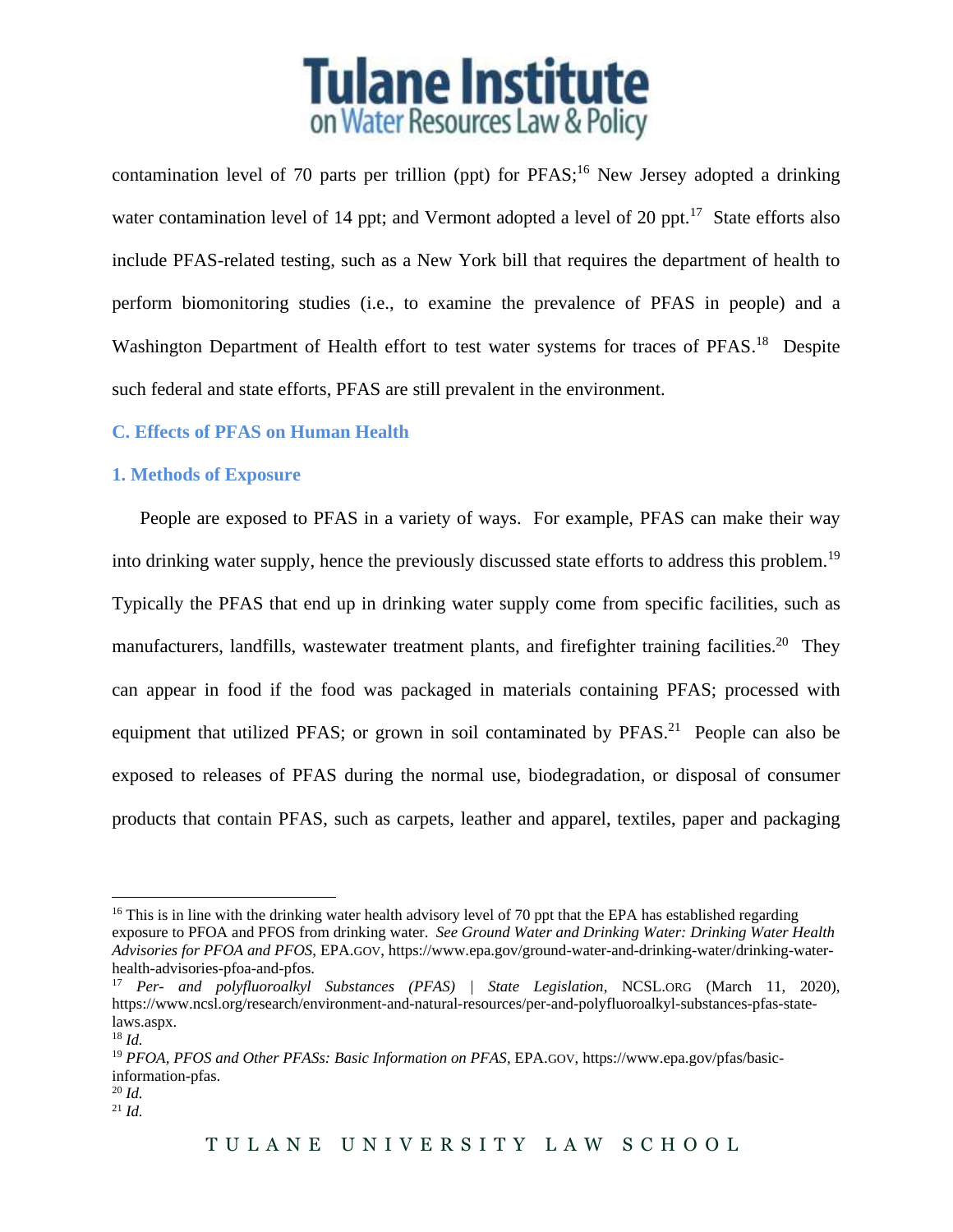contamination level of 70 parts per trillion (ppt) for PFAS;[16] New Jersey adopted a drinking water contamination level of 14 ppt; and Vermont adopted a level of 20 ppt.[17] State efforts also include PFAS-related testing, such as a New York bill that requires the department of health to perform biomonitoring studies (i.e., to examine the prevalence of PFAS in people) and a Washington Department of Health effort to test water systems for traces of PFAS.[18] Despite such federal and state efforts, PFAS are still prevalent in the environment.

### C. Effects of PFAS on Human Health

#### 1. Methods of Exposure

People are exposed to PFAS in a variety of ways. For example, PFAS can make their way into drinking water supply, hence the previously discussed state efforts to address this problem.[19] Typically the PFAS that end up in drinking water supply come from specific facilities, such as manufacturers, landfills, wastewater treatment plants, and firefighter training facilities.[20] They can appear in food if the food was packaged in materials containing PFAS; processed with equipment that utilized PFAS; or grown in soil contaminated by PFAS.[21] People can also be exposed to releases of PFAS during the normal use, biodegradation, or disposal of consumer products that contain PFAS, such as carpets, leather and apparel, textiles, paper and packaging

---

[16] This is in line with the drinking water health advisory level of 70 ppt that the EPA has established regarding exposure to PFOA and PFOS from drinking water. *See Ground Water and Drinking Water: Drinking Water Health Advisories for PFOA and PFOS*, EPA.GOV, https://www.epa.gov/ground-water-and-drinking-water/drinking-water-health-advisories-pfoa-and-pfos.

[17] *Per- and polyfluoroalkyl Substances (PFAS) | State Legislation*, NCSL.ORG (March 11, 2020), https://www.ncsl.org/research/environment-and-natural-resources/per-and-polyfluoroalkyl-substances-pfas-state-laws.aspx.

[18] *Id.*

[19] *PFOA, PFOS and Other PFASs: Basic Information on PFAS*, EPA.GOV, https://www.epa.gov/pfas/basic-information-pfas.

[20] *Id.*

[21] *Id.*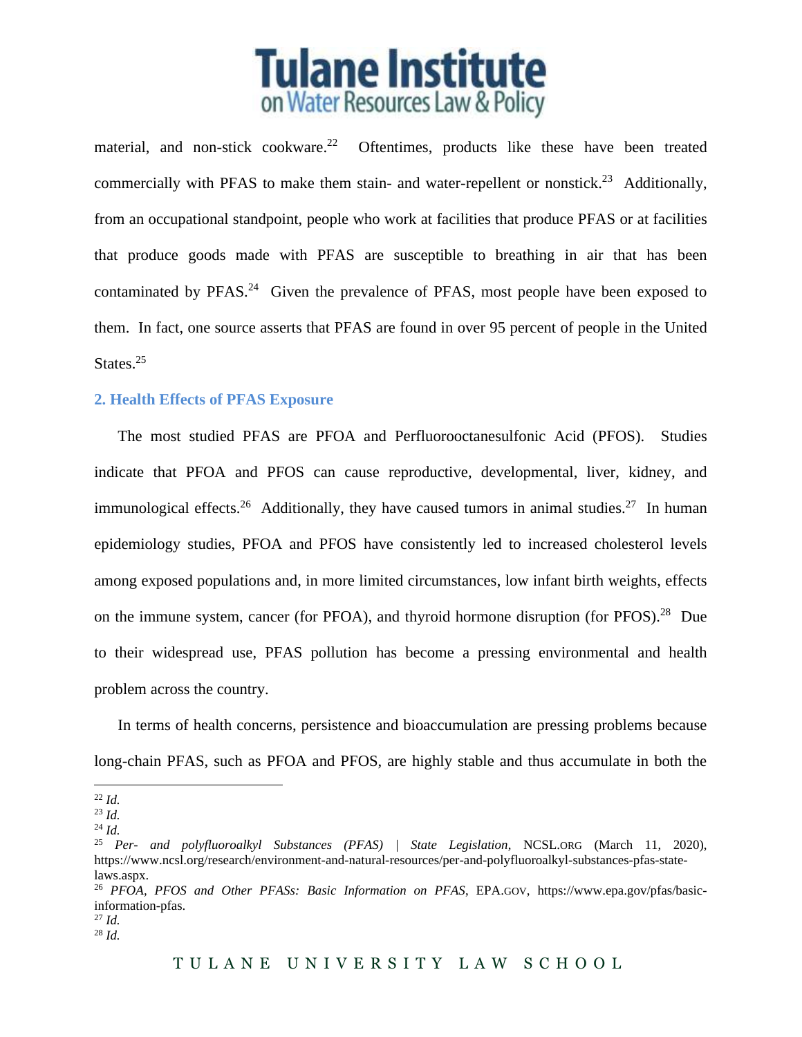material, and non-stick cookware.[22] Oftentimes, products like these have been treated commercially with PFAS to make them stain- and water-repellent or nonstick.[23] Additionally, from an occupational standpoint, people who work at facilities that produce PFAS or at facilities that produce goods made with PFAS are susceptible to breathing in air that has been contaminated by PFAS.[24] Given the prevalence of PFAS, most people have been exposed to them. In fact, one source asserts that PFAS are found in over 95 percent of people in the United States.[25]

### 2. Health Effects of PFAS Exposure

The most studied PFAS are PFOA and Perfluorooctanesulfonic Acid (PFOS). Studies indicate that PFOA and PFOS can cause reproductive, developmental, liver, kidney, and immunological effects.[26] Additionally, they have caused tumors in animal studies.[27] In human epidemiology studies, PFOA and PFOS have consistently led to increased cholesterol levels among exposed populations and, in more limited circumstances, low infant birth weights, effects on the immune system, cancer (for PFOA), and thyroid hormone disruption (for PFOS).[28] Due to their widespread use, PFAS pollution has become a pressing environmental and health problem across the country.

In terms of health concerns, persistence and bioaccumulation are pressing problems because long-chain PFAS, such as PFOA and PFOS, are highly stable and thus accumulate in both the

---

[22] *Id.*

[23] *Id.*

[24] *Id.*

[25] *Per- and polyfluoroalkyl Substances (PFAS) | State Legislation*, NCSL.ORG (March 11, 2020), https://www.ncsl.org/research/environment-and-natural-resources/per-and-polyfluoroalkyl-substances-pfas-state-laws.aspx.

[26] *PFOA, PFOS and Other PFASs: Basic Information on PFAS*, EPA.GOV, https://www.epa.gov/pfas/basic-information-pfas.

[27] *Id.*

[28] *Id.*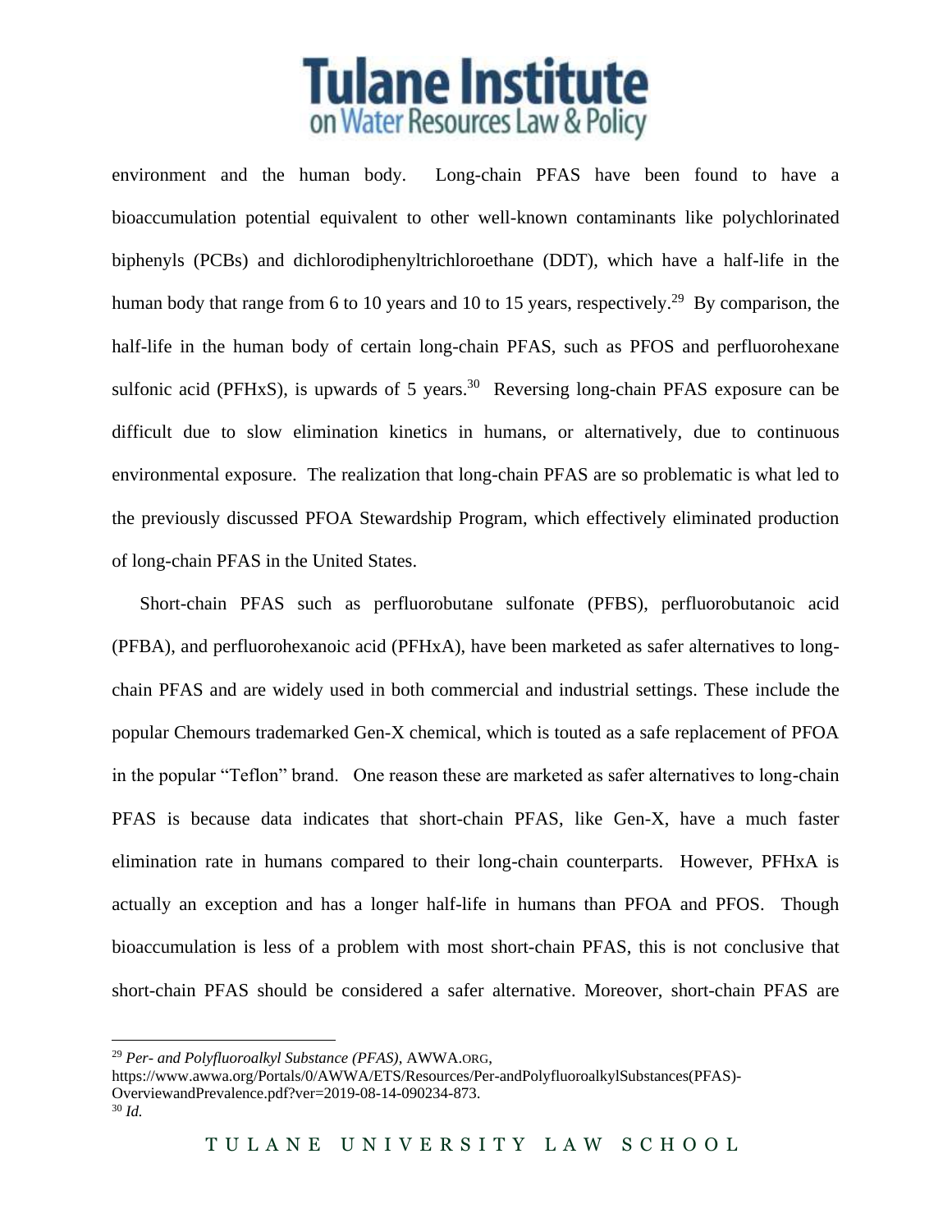environment and the human body. Long-chain PFAS have been found to have a bioaccumulation potential equivalent to other well-known contaminants like polychlorinated biphenyls (PCBs) and dichlorodiphenyltrichloroethane (DDT), which have a half-life in the human body that range from 6 to 10 years and 10 to 15 years, respectively.[29] By comparison, the half-life in the human body of certain long-chain PFAS, such as PFOS and perfluorohexane sulfonic acid (PFHxS), is upwards of 5 years.[30] Reversing long-chain PFAS exposure can be difficult due to slow elimination kinetics in humans, or alternatively, due to continuous environmental exposure. The realization that long-chain PFAS are so problematic is what led to the previously discussed PFOA Stewardship Program, which effectively eliminated production of long-chain PFAS in the United States.

Short-chain PFAS such as perfluorobutane sulfonate (PFBS), perfluorobutanoic acid (PFBA), and perfluorohexanoic acid (PFHxA), have been marketed as safer alternatives to long-chain PFAS and are widely used in both commercial and industrial settings. These include the popular Chemours trademarked Gen-X chemical, which is touted as a safe replacement of PFOA in the popular "Teflon" brand. One reason these are marketed as safer alternatives to long-chain PFAS is because data indicates that short-chain PFAS, like Gen-X, have a much faster elimination rate in humans compared to their long-chain counterparts. However, PFHxA is actually an exception and has a longer half-life in humans than PFOA and PFOS. Though bioaccumulation is less of a problem with most short-chain PFAS, this is not conclusive that short-chain PFAS should be considered a safer alternative. Moreover, short-chain PFAS are

---

[29] *Per- and Polyfluoroalkyl Substance (PFAS)*, AWWA.ORG, https://www.awwa.org/Portals/0/AWWA/ETS/Resources/Per-andPolyfluoroalkylSubstances(PFAS)-OverviewandPrevalence.pdf?ver=2019-08-14-090234-873.

[30] *Id.*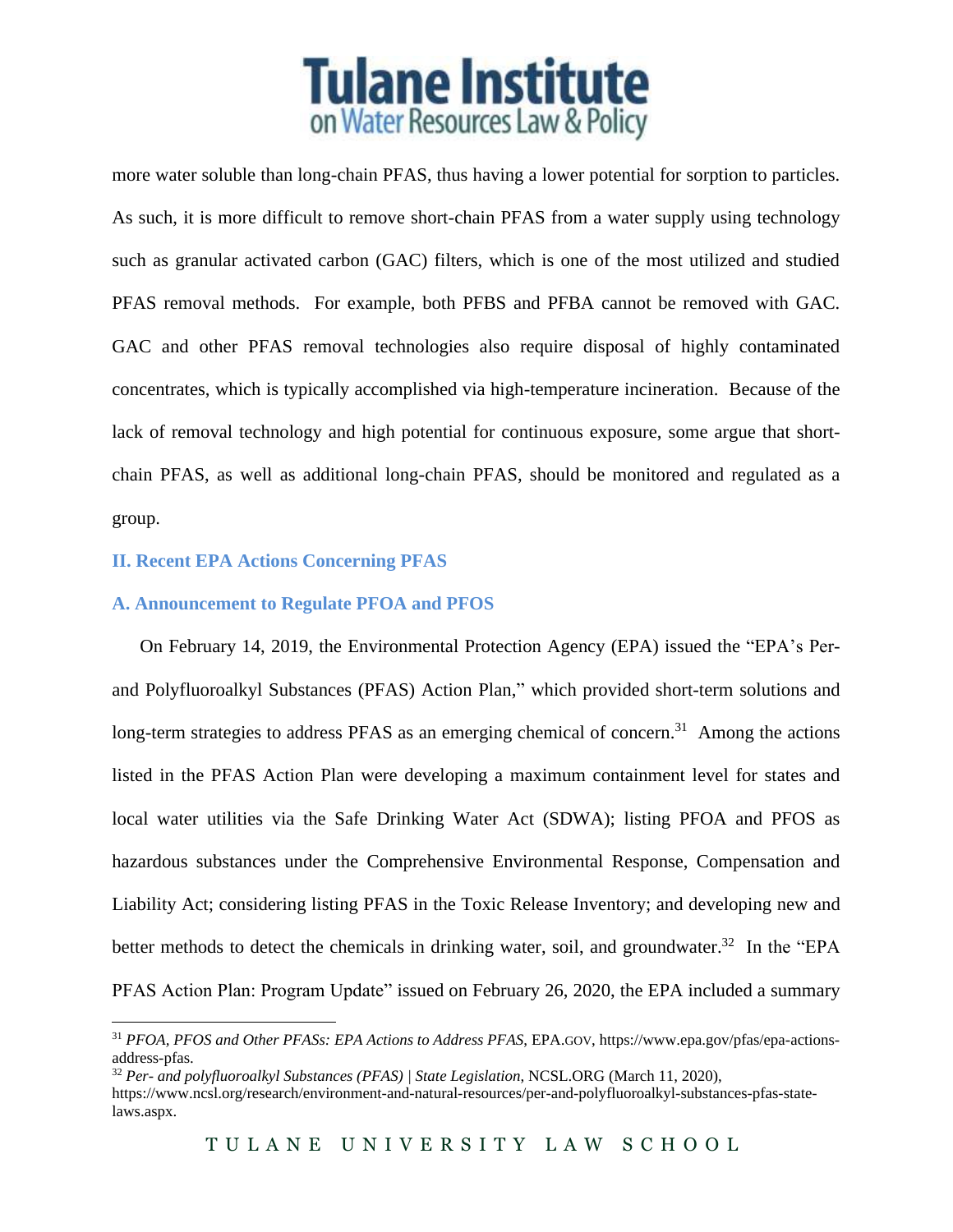more water soluble than long-chain PFAS, thus having a lower potential for sorption to particles. As such, it is more difficult to remove short-chain PFAS from a water supply using technology such as granular activated carbon (GAC) filters, which is one of the most utilized and studied PFAS removal methods. For example, both PFBS and PFBA cannot be removed with GAC. GAC and other PFAS removal technologies also require disposal of highly contaminated concentrates, which is typically accomplished via high-temperature incineration. Because of the lack of removal technology and high potential for continuous exposure, some argue that short-chain PFAS, as well as additional long-chain PFAS, should be monitored and regulated as a group.

## II. Recent EPA Actions Concerning PFAS

### A. Announcement to Regulate PFOA and PFOS

On February 14, 2019, the Environmental Protection Agency (EPA) issued the "EPA's Per- and Polyfluoroalkyl Substances (PFAS) Action Plan," which provided short-term solutions and long-term strategies to address PFAS as an emerging chemical of concern.[31] Among the actions listed in the PFAS Action Plan were developing a maximum containment level for states and local water utilities via the Safe Drinking Water Act (SDWA); listing PFOA and PFOS as hazardous substances under the Comprehensive Environmental Response, Compensation and Liability Act; considering listing PFAS in the Toxic Release Inventory; and developing new and better methods to detect the chemicals in drinking water, soil, and groundwater.[32] In the "EPA PFAS Action Plan: Program Update" issued on February 26, 2020, the EPA included a summary

---

[31] *PFOA, PFOS and Other PFASs: EPA Actions to Address PFAS*, EPA.GOV, https://www.epa.gov/pfas/epa-actions-address-pfas.

[32] *Per- and polyfluoroalkyl Substances (PFAS) | State Legislation*, NCSL.ORG (March 11, 2020), https://www.ncsl.org/research/environment-and-natural-resources/per-and-polyfluoroalkyl-substances-pfas-state-laws.aspx.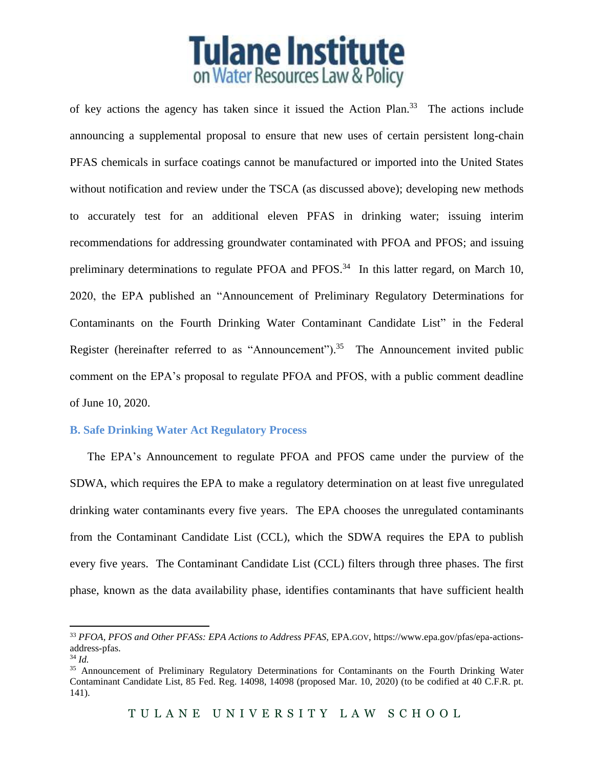of key actions the agency has taken since it issued the Action Plan.[33] The actions include announcing a supplemental proposal to ensure that new uses of certain persistent long-chain PFAS chemicals in surface coatings cannot be manufactured or imported into the United States without notification and review under the TSCA (as discussed above); developing new methods to accurately test for an additional eleven PFAS in drinking water; issuing interim recommendations for addressing groundwater contaminated with PFOA and PFOS; and issuing preliminary determinations to regulate PFOA and PFOS.[34] In this latter regard, on March 10, 2020, the EPA published an "Announcement of Preliminary Regulatory Determinations for Contaminants on the Fourth Drinking Water Contaminant Candidate List" in the Federal Register (hereinafter referred to as "Announcement").[35] The Announcement invited public comment on the EPA's proposal to regulate PFOA and PFOS, with a public comment deadline of June 10, 2020.

### B. Safe Drinking Water Act Regulatory Process

The EPA's Announcement to regulate PFOA and PFOS came under the purview of the SDWA, which requires the EPA to make a regulatory determination on at least five unregulated drinking water contaminants every five years. The EPA chooses the unregulated contaminants from the Contaminant Candidate List (CCL), which the SDWA requires the EPA to publish every five years. The Contaminant Candidate List (CCL) filters through three phases. The first phase, known as the data availability phase, identifies contaminants that have sufficient health

---

[33] *PFOA, PFOS and Other PFASs: EPA Actions to Address PFAS*, EPA.GOV, https://www.epa.gov/pfas/epa-actions-address-pfas.

[34] *Id.*

[35] Announcement of Preliminary Regulatory Determinations for Contaminants on the Fourth Drinking Water Contaminant Candidate List, 85 Fed. Reg. 14098, 14098 (proposed Mar. 10, 2020) (to be codified at 40 C.F.R. pt. 141).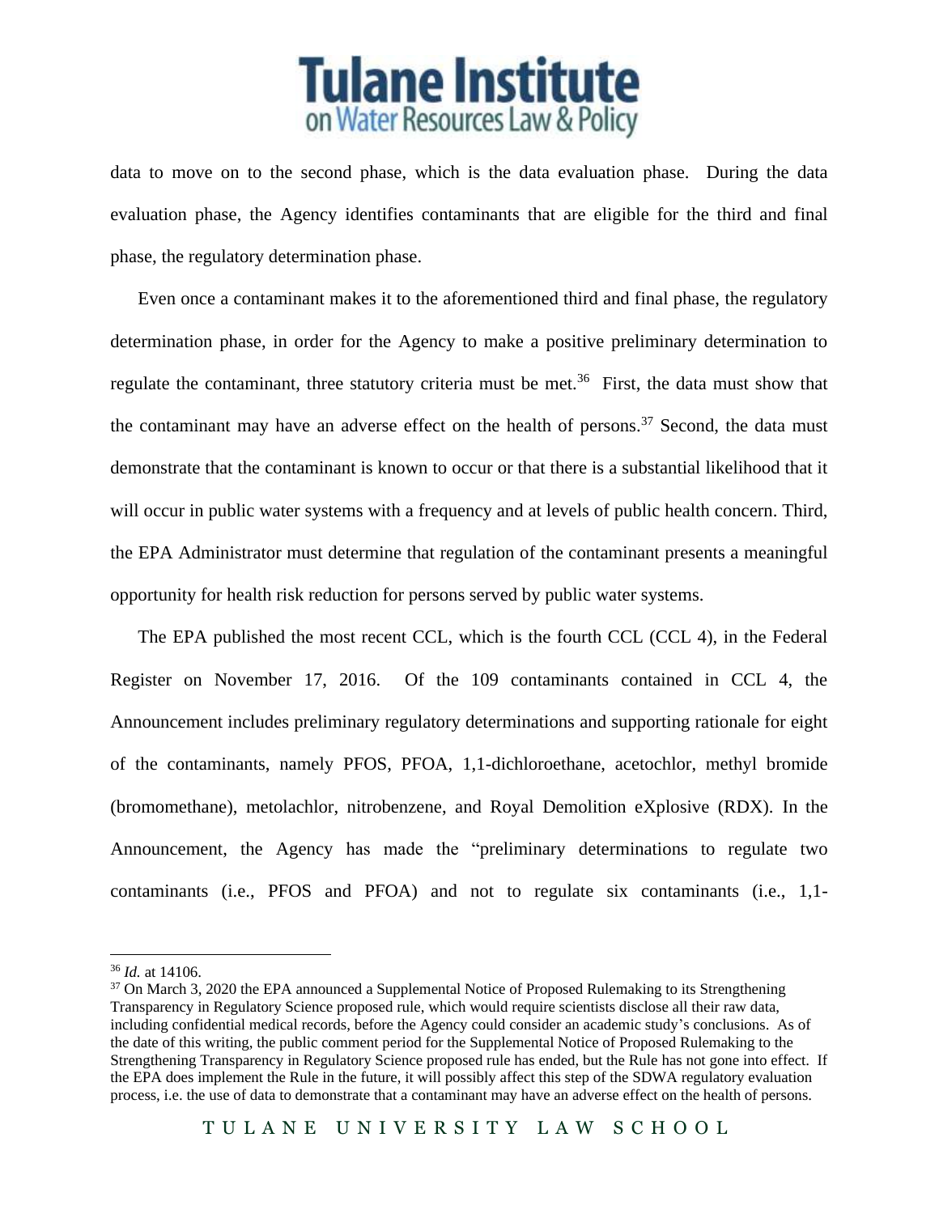data to move on to the second phase, which is the data evaluation phase. During the data evaluation phase, the Agency identifies contaminants that are eligible for the third and final phase, the regulatory determination phase.

Even once a contaminant makes it to the aforementioned third and final phase, the regulatory determination phase, in order for the Agency to make a positive preliminary determination to regulate the contaminant, three statutory criteria must be met.[36] First, the data must show that the contaminant may have an adverse effect on the health of persons.[37] Second, the data must demonstrate that the contaminant is known to occur or that there is a substantial likelihood that it will occur in public water systems with a frequency and at levels of public health concern. Third, the EPA Administrator must determine that regulation of the contaminant presents a meaningful opportunity for health risk reduction for persons served by public water systems.

The EPA published the most recent CCL, which is the fourth CCL (CCL 4), in the Federal Register on November 17, 2016. Of the 109 contaminants contained in CCL 4, the Announcement includes preliminary regulatory determinations and supporting rationale for eight of the contaminants, namely PFOS, PFOA, 1,1-dichloroethane, acetochlor, methyl bromide (bromomethane), metolachlor, nitrobenzene, and Royal Demolition eXplosive (RDX). In the Announcement, the Agency has made the "preliminary determinations to regulate two contaminants (i.e., PFOS and PFOA) and not to regulate six contaminants (i.e., 1,1-

---

[36] *Id.* at 14106.

[37] On March 3, 2020 the EPA announced a Supplemental Notice of Proposed Rulemaking to its Strengthening Transparency in Regulatory Science proposed rule, which would require scientists disclose all their raw data, including confidential medical records, before the Agency could consider an academic study's conclusions. As of the date of this writing, the public comment period for the Supplemental Notice of Proposed Rulemaking to the Strengthening Transparency in Regulatory Science proposed rule has ended, but the Rule has not gone into effect. If the EPA does implement the Rule in the future, it will possibly affect this step of the SDWA regulatory evaluation process, i.e. the use of data to demonstrate that a contaminant may have an adverse effect on the health of persons.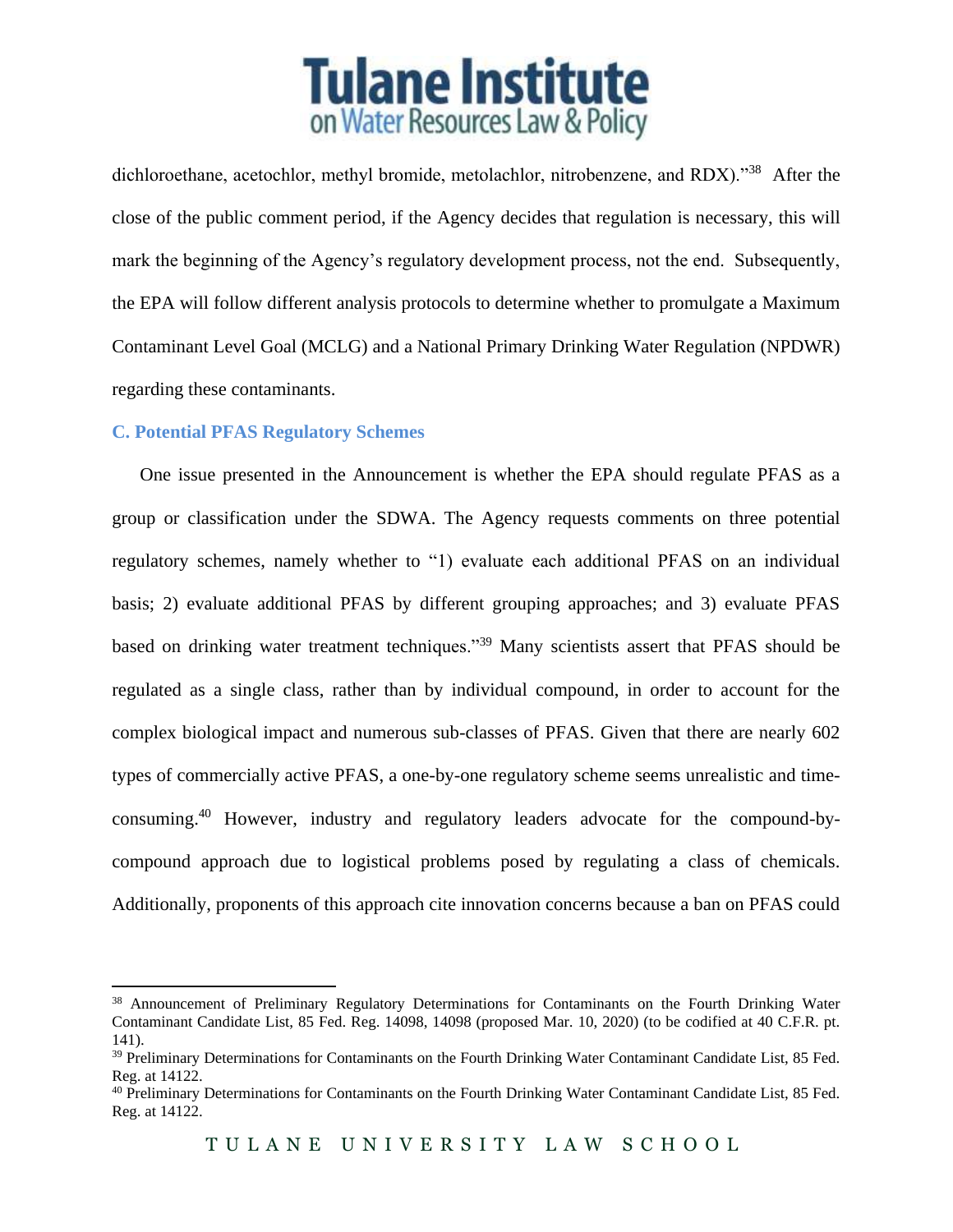dichloroethane, acetochlor, methyl bromide, metolachlor, nitrobenzene, and RDX)."[38] After the close of the public comment period, if the Agency decides that regulation is necessary, this will mark the beginning of the Agency's regulatory development process, not the end. Subsequently, the EPA will follow different analysis protocols to determine whether to promulgate a Maximum Contaminant Level Goal (MCLG) and a National Primary Drinking Water Regulation (NPDWR) regarding these contaminants.

### C. Potential PFAS Regulatory Schemes

One issue presented in the Announcement is whether the EPA should regulate PFAS as a group or classification under the SDWA. The Agency requests comments on three potential regulatory schemes, namely whether to "1) evaluate each additional PFAS on an individual basis; 2) evaluate additional PFAS by different grouping approaches; and 3) evaluate PFAS based on drinking water treatment techniques."[39] Many scientists assert that PFAS should be regulated as a single class, rather than by individual compound, in order to account for the complex biological impact and numerous sub-classes of PFAS. Given that there are nearly 602 types of commercially active PFAS, a one-by-one regulatory scheme seems unrealistic and time-consuming.[40] However, industry and regulatory leaders advocate for the compound-by-compound approach due to logistical problems posed by regulating a class of chemicals. Additionally, proponents of this approach cite innovation concerns because a ban on PFAS could

---

[38] Announcement of Preliminary Regulatory Determinations for Contaminants on the Fourth Drinking Water Contaminant Candidate List, 85 Fed. Reg. 14098, 14098 (proposed Mar. 10, 2020) (to be codified at 40 C.F.R. pt. 141).

[39] Preliminary Determinations for Contaminants on the Fourth Drinking Water Contaminant Candidate List, 85 Fed. Reg. at 14122.

[40] Preliminary Determinations for Contaminants on the Fourth Drinking Water Contaminant Candidate List, 85 Fed. Reg. at 14122.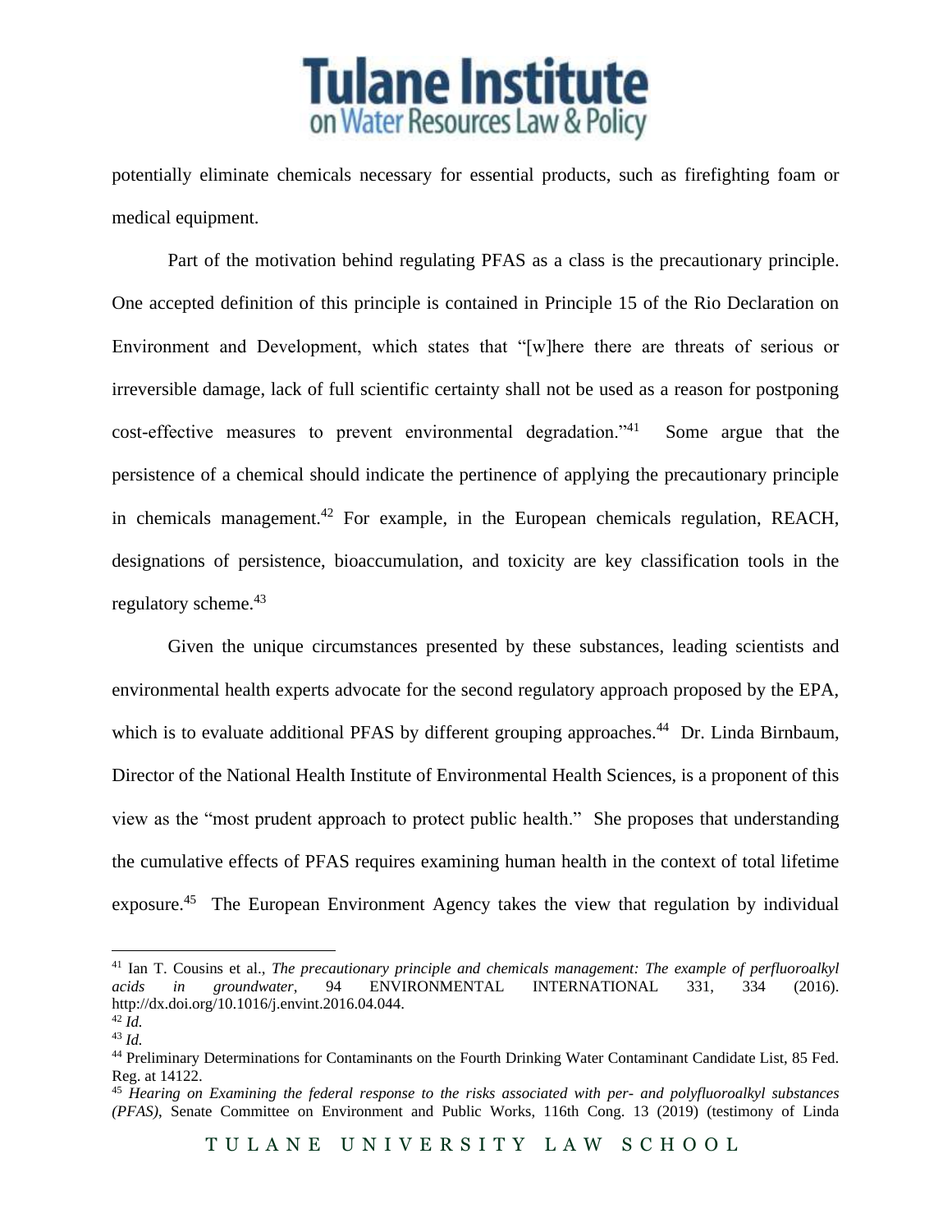potentially eliminate chemicals necessary for essential products, such as firefighting foam or medical equipment.

Part of the motivation behind regulating PFAS as a class is the precautionary principle. One accepted definition of this principle is contained in Principle 15 of the Rio Declaration on Environment and Development, which states that "[w]here there are threats of serious or irreversible damage, lack of full scientific certainty shall not be used as a reason for postponing cost-effective measures to prevent environmental degradation."[41] Some argue that the persistence of a chemical should indicate the pertinence of applying the precautionary principle in chemicals management.[42] For example, in the European chemicals regulation, REACH, designations of persistence, bioaccumulation, and toxicity are key classification tools in the regulatory scheme.[43]

Given the unique circumstances presented by these substances, leading scientists and environmental health experts advocate for the second regulatory approach proposed by the EPA, which is to evaluate additional PFAS by different grouping approaches.[44] Dr. Linda Birnbaum, Director of the National Health Institute of Environmental Health Sciences, is a proponent of this view as the "most prudent approach to protect public health." She proposes that understanding the cumulative effects of PFAS requires examining human health in the context of total lifetime exposure.[45] The European Environment Agency takes the view that regulation by individual

---

[41] Ian T. Cousins et al., *The precautionary principle and chemicals management: The example of perfluoroalkyl acids in groundwater*, 94 ENVIRONMENTAL INTERNATIONAL 331, 334 (2016). http://dx.doi.org/10.1016/j.envint.2016.04.044.

[42] *Id.*

[43] *Id.*

[44] Preliminary Determinations for Contaminants on the Fourth Drinking Water Contaminant Candidate List, 85 Fed. Reg. at 14122.

[45] *Hearing on Examining the federal response to the risks associated with per- and polyfluoroalkyl substances (PFAS)*, Senate Committee on Environment and Public Works, 116th Cong. 13 (2019) (testimony of Linda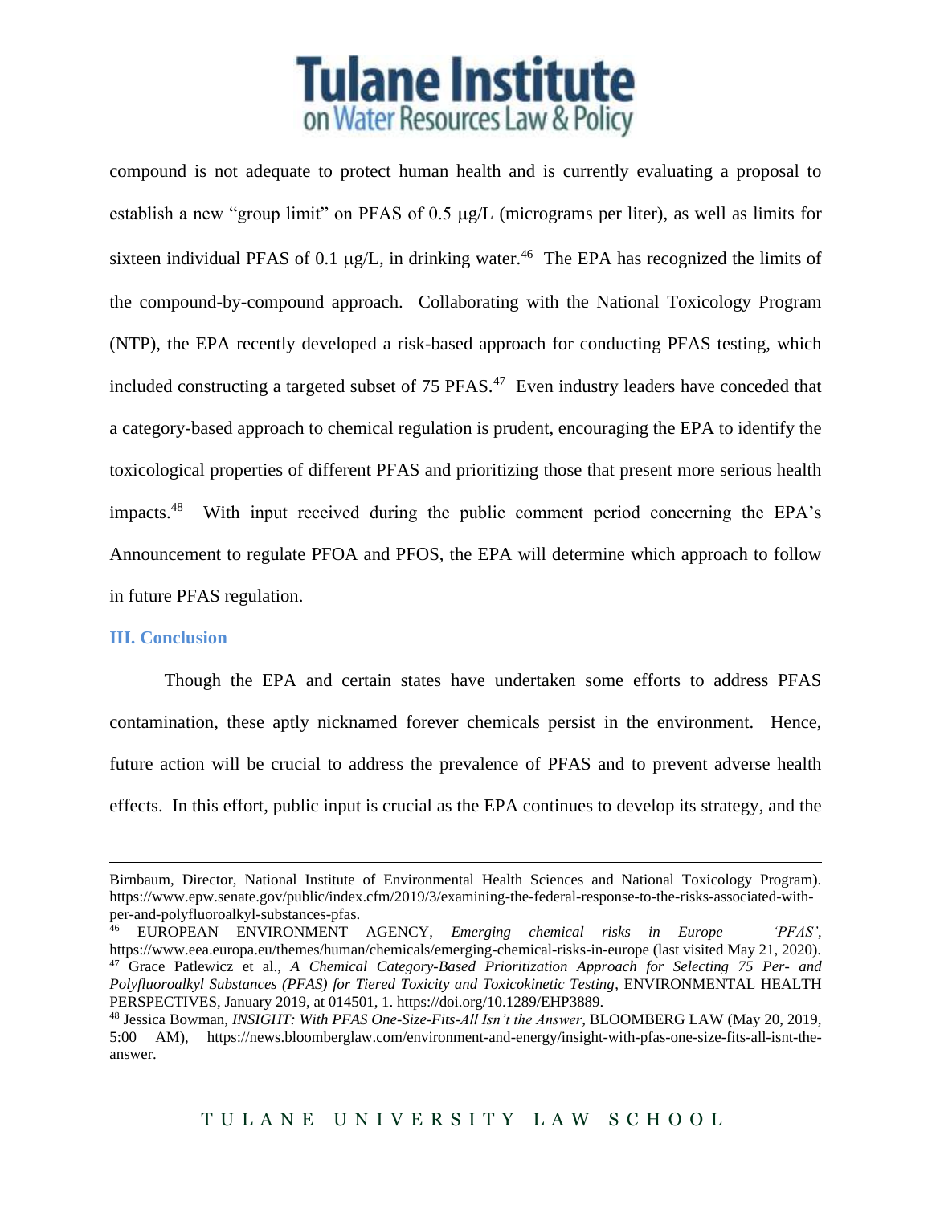compound is not adequate to protect human health and is currently evaluating a proposal to establish a new "group limit" on PFAS of 0.5 μg/L (micrograms per liter), as well as limits for sixteen individual PFAS of 0.1 μg/L, in drinking water.[46] The EPA has recognized the limits of the compound-by-compound approach. Collaborating with the National Toxicology Program (NTP), the EPA recently developed a risk-based approach for conducting PFAS testing, which included constructing a targeted subset of 75 PFAS.[47] Even industry leaders have conceded that a category-based approach to chemical regulation is prudent, encouraging the EPA to identify the toxicological properties of different PFAS and prioritizing those that present more serious health impacts.[48] With input received during the public comment period concerning the EPA's Announcement to regulate PFOA and PFOS, the EPA will determine which approach to follow in future PFAS regulation.

### III. Conclusion

Though the EPA and certain states have undertaken some efforts to address PFAS contamination, these aptly nicknamed forever chemicals persist in the environment. Hence, future action will be crucial to address the prevalence of PFAS and to prevent adverse health effects. In this effort, public input is crucial as the EPA continues to develop its strategy, and the

---

Birnbaum, Director, National Institute of Environmental Health Sciences and National Toxicology Program). https://www.epw.senate.gov/public/index.cfm/2019/3/examining-the-federal-response-to-the-risks-associated-with-per-and-polyfluoroalkyl-substances-pfas.

[46] EUROPEAN ENVIRONMENT AGENCY, *Emerging chemical risks in Europe — 'PFAS'*, https://www.eea.europa.eu/themes/human/chemicals/emerging-chemical-risks-in-europe (last visited May 21, 2020).

[47] Grace Patlewicz et al., *A Chemical Category-Based Prioritization Approach for Selecting 75 Per- and Polyfluoroalkyl Substances (PFAS) for Tiered Toxicity and Toxicokinetic Testing*, ENVIRONMENTAL HEALTH PERSPECTIVES, January 2019, at 014501, 1. https://doi.org/10.1289/EHP3889.

[48] Jessica Bowman, *INSIGHT: With PFAS One-Size-Fits-All Isn't the Answer*, BLOOMBERG LAW (May 20, 2019, 5:00 AM), https://news.bloomberglaw.com/environment-and-energy/insight-with-pfas-one-size-fits-all-isnt-the-answer.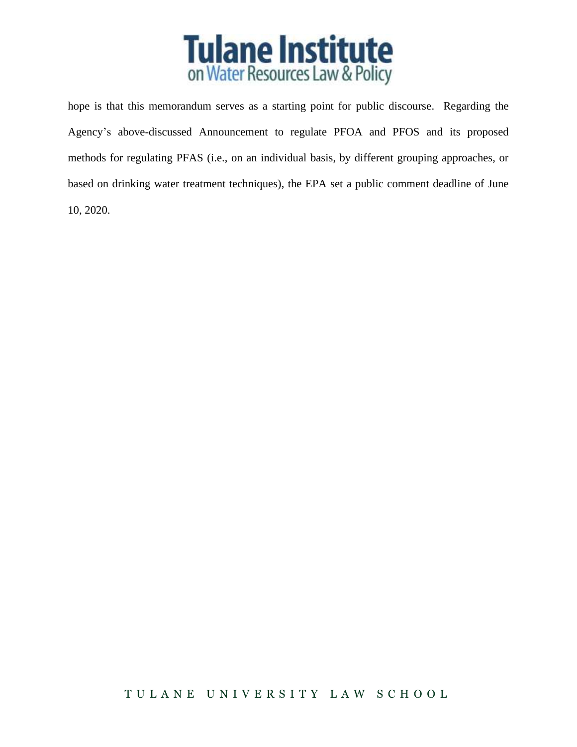hope is that this memorandum serves as a starting point for public discourse. Regarding the Agency's above-discussed Announcement to regulate PFOA and PFOS and its proposed methods for regulating PFAS (i.e., on an individual basis, by different grouping approaches, or based on drinking water treatment techniques), the EPA set a public comment deadline of June 10, 2020.